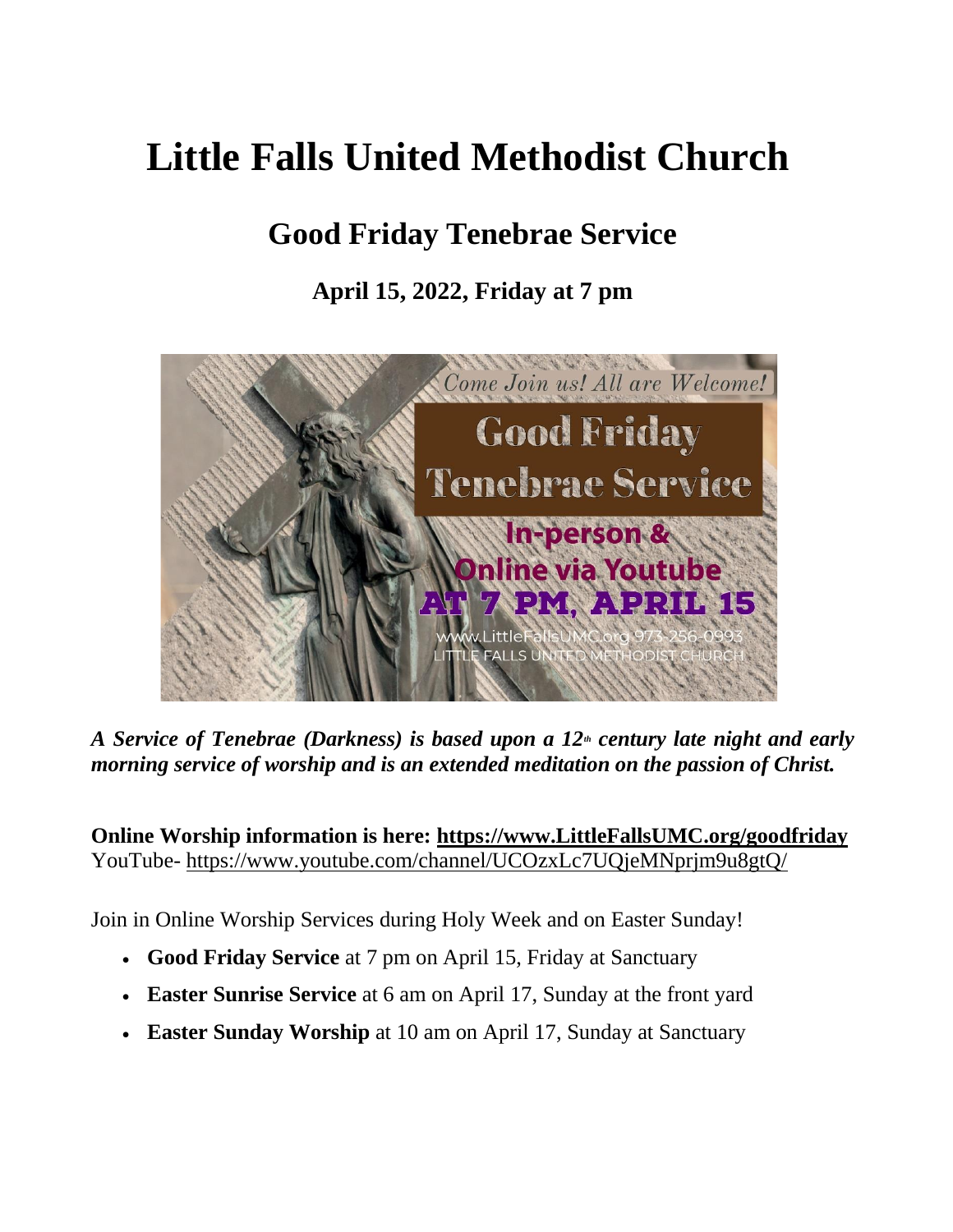# Little Falls United Methodist Church

## Good Friday Tenebrae Service

### April 15, 2022, Friday at 7 pm

***A Service of Tenebrae (Darkness) is based upon a 12th century late night and early morning service of worship and is an extended meditation on the passion of Christ.***

**Online Worship information is here: https://www.LittleFallsUMC.org/goodfriday**
YouTube- https://www.youtube.com/channel/UCOzxLc7UQjeMNprjm9u8gtQ/

Join in Online Worship Services during Holy Week and on Easter Sunday!

- **Good Friday Service** at 7 pm on April 15, Friday at Sanctuary
- **Easter Sunrise Service** at 6 am on April 17, Sunday at the front yard
- **Easter Sunday Worship** at 10 am on April 17, Sunday at Sanctuary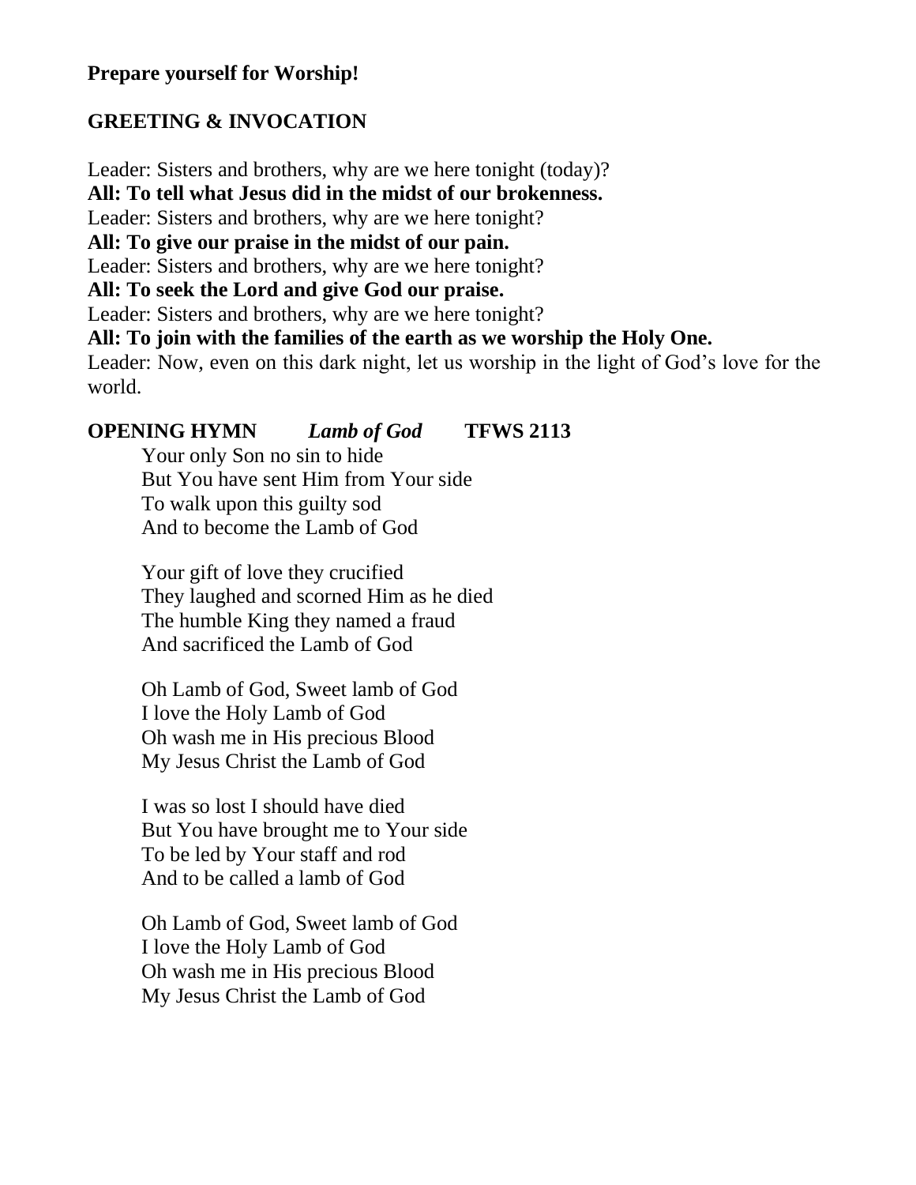**Prepare yourself for Worship!**

**GREETING & INVOCATION**

Leader: Sisters and brothers, why are we here tonight (today)?
**All: To tell what Jesus did in the midst of our brokenness.**
Leader: Sisters and brothers, why are we here tonight?
**All: To give our praise in the midst of our pain.**
Leader: Sisters and brothers, why are we here tonight?
**All: To seek the Lord and give God our praise.**
Leader: Sisters and brothers, why are we here tonight?
**All: To join with the families of the earth as we worship the Holy One.**
Leader: Now, even on this dark night, let us worship in the light of God's love for the world.

**OPENING HYMN** ***Lamb of God*** **TFWS 2113**

Your only Son no sin to hide
But You have sent Him from Your side
To walk upon this guilty sod
And to become the Lamb of God

Your gift of love they crucified
They laughed and scorned Him as he died
The humble King they named a fraud
And sacrificed the Lamb of God

Oh Lamb of God, Sweet lamb of God
I love the Holy Lamb of God
Oh wash me in His precious Blood
My Jesus Christ the Lamb of God

I was so lost I should have died
But You have brought me to Your side
To be led by Your staff and rod
And to be called a lamb of God

Oh Lamb of God, Sweet lamb of God
I love the Holy Lamb of God
Oh wash me in His precious Blood
My Jesus Christ the Lamb of God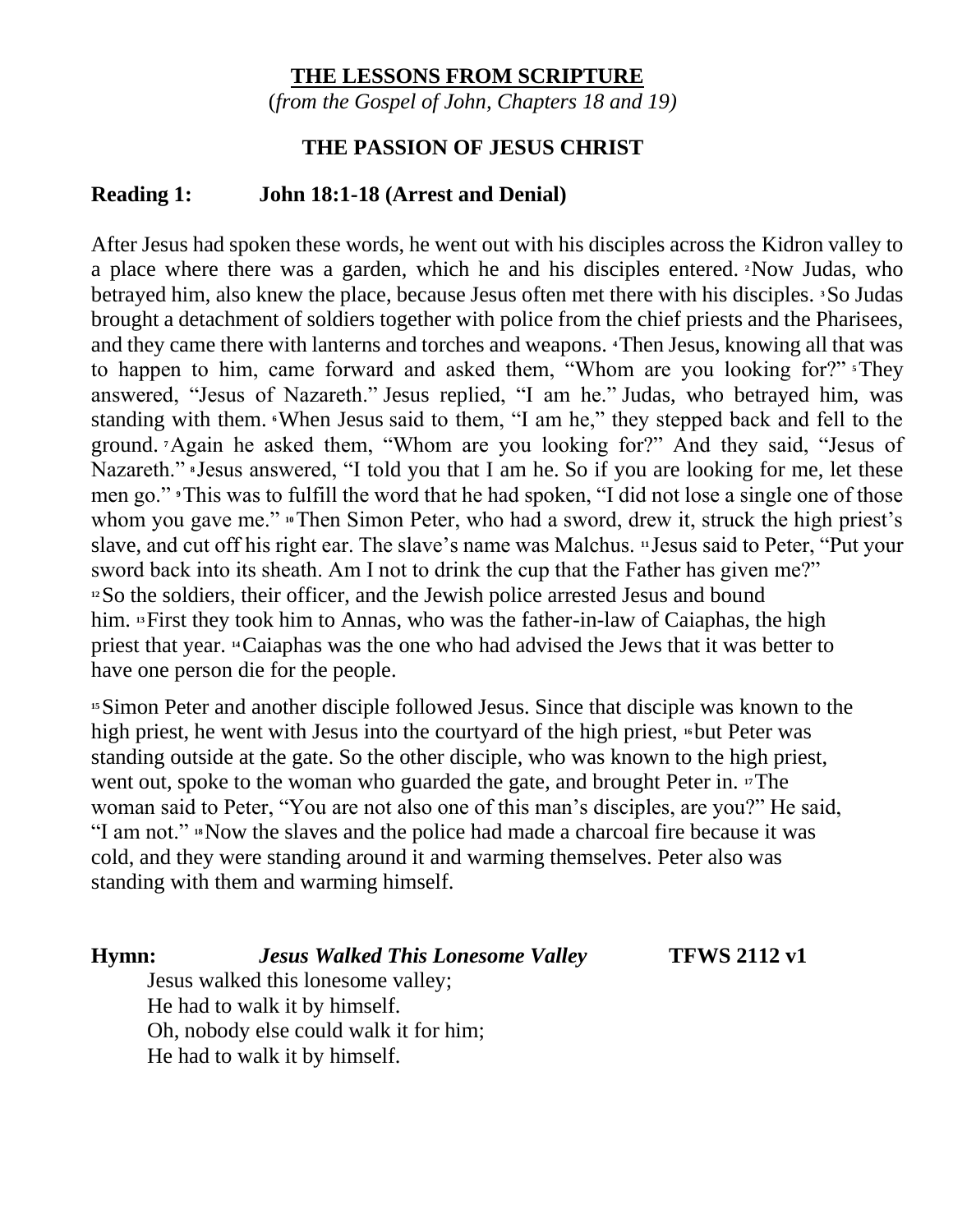**THE LESSONS FROM SCRIPTURE**

(*from the Gospel of John, Chapters 18 and 19)*

**THE PASSION OF JESUS CHRIST**

**Reading 1: John 18:1-18 (Arrest and Denial)**

After Jesus had spoken these words, he went out with his disciples across the Kidron valley to a place where there was a garden, which he and his disciples entered. [2] Now Judas, who betrayed him, also knew the place, because Jesus often met there with his disciples. [3] So Judas brought a detachment of soldiers together with police from the chief priests and the Pharisees, and they came there with lanterns and torches and weapons. [4] Then Jesus, knowing all that was to happen to him, came forward and asked them, "Whom are you looking for?" [5] They answered, "Jesus of Nazareth." Jesus replied, "I am he." Judas, who betrayed him, was standing with them. [6] When Jesus said to them, "I am he," they stepped back and fell to the ground. [7] Again he asked them, "Whom are you looking for?" And they said, "Jesus of Nazareth." [8] Jesus answered, "I told you that I am he. So if you are looking for me, let these men go." [9] This was to fulfill the word that he had spoken, "I did not lose a single one of those whom you gave me." [10] Then Simon Peter, who had a sword, drew it, struck the high priest's slave, and cut off his right ear. The slave's name was Malchus. [11] Jesus said to Peter, "Put your sword back into its sheath. Am I not to drink the cup that the Father has given me?" [12] So the soldiers, their officer, and the Jewish police arrested Jesus and bound him. [13] First they took him to Annas, who was the father-in-law of Caiaphas, the high priest that year. [14] Caiaphas was the one who had advised the Jews that it was better to have one person die for the people.

[15] Simon Peter and another disciple followed Jesus. Since that disciple was known to the high priest, he went with Jesus into the courtyard of the high priest, [16] but Peter was standing outside at the gate. So the other disciple, who was known to the high priest, went out, spoke to the woman who guarded the gate, and brought Peter in. [17] The woman said to Peter, "You are not also one of this man's disciples, are you?" He said, "I am not." [18] Now the slaves and the police had made a charcoal fire because it was cold, and they were standing around it and warming themselves. Peter also was standing with them and warming himself.

**Hymn:** ***Jesus Walked This Lonesome Valley*** **TFWS 2112 v1**

Jesus walked this lonesome valley;
He had to walk it by himself.
Oh, nobody else could walk it for him;
He had to walk it by himself.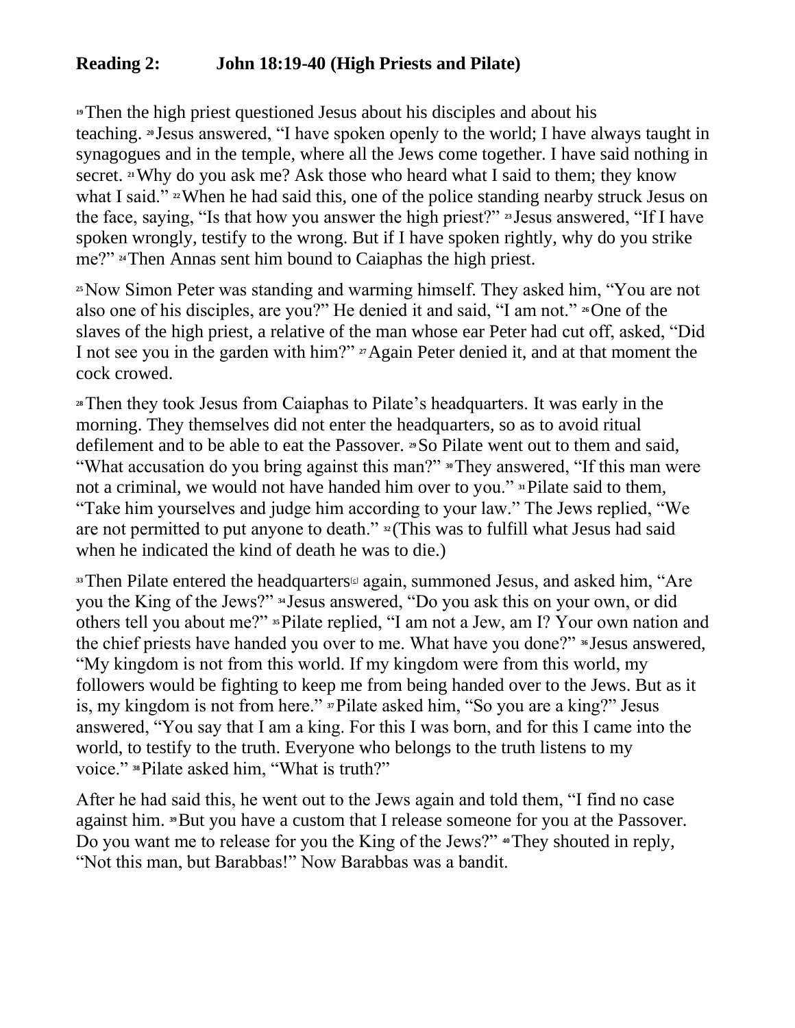**Reading 2: John 18:19-40 (High Priests and Pilate)**

[19] Then the high priest questioned Jesus about his disciples and about his teaching. [20] Jesus answered, "I have spoken openly to the world; I have always taught in synagogues and in the temple, where all the Jews come together. I have said nothing in secret. [21] Why do you ask me? Ask those who heard what I said to them; they know what I said." [22] When he had said this, one of the police standing nearby struck Jesus on the face, saying, "Is that how you answer the high priest?" [23] Jesus answered, "If I have spoken wrongly, testify to the wrong. But if I have spoken rightly, why do you strike me?" [24] Then Annas sent him bound to Caiaphas the high priest.

[25] Now Simon Peter was standing and warming himself. They asked him, "You are not also one of his disciples, are you?" He denied it and said, "I am not." [26] One of the slaves of the high priest, a relative of the man whose ear Peter had cut off, asked, "Did I not see you in the garden with him?" [27] Again Peter denied it, and at that moment the cock crowed.

[28] Then they took Jesus from Caiaphas to Pilate's headquarters. It was early in the morning. They themselves did not enter the headquarters, so as to avoid ritual defilement and to be able to eat the Passover. [29] So Pilate went out to them and said, "What accusation do you bring against this man?" [30] They answered, "If this man were not a criminal, we would not have handed him over to you." [31] Pilate said to them, "Take him yourselves and judge him according to your law." The Jews replied, "We are not permitted to put anyone to death." [32] (This was to fulfill what Jesus had said when he indicated the kind of death he was to die.)

[33] Then Pilate entered the headquarters[c] again, summoned Jesus, and asked him, "Are you the King of the Jews?" [34] Jesus answered, "Do you ask this on your own, or did others tell you about me?" [35] Pilate replied, "I am not a Jew, am I? Your own nation and the chief priests have handed you over to me. What have you done?" [36] Jesus answered, "My kingdom is not from this world. If my kingdom were from this world, my followers would be fighting to keep me from being handed over to the Jews. But as it is, my kingdom is not from here." [37] Pilate asked him, "So you are a king?" Jesus answered, "You say that I am a king. For this I was born, and for this I came into the world, to testify to the truth. Everyone who belongs to the truth listens to my voice." [38] Pilate asked him, "What is truth?"

After he had said this, he went out to the Jews again and told them, "I find no case against him. [39] But you have a custom that I release someone for you at the Passover. Do you want me to release for you the King of the Jews?" [40] They shouted in reply, "Not this man, but Barabbas!" Now Barabbas was a bandit.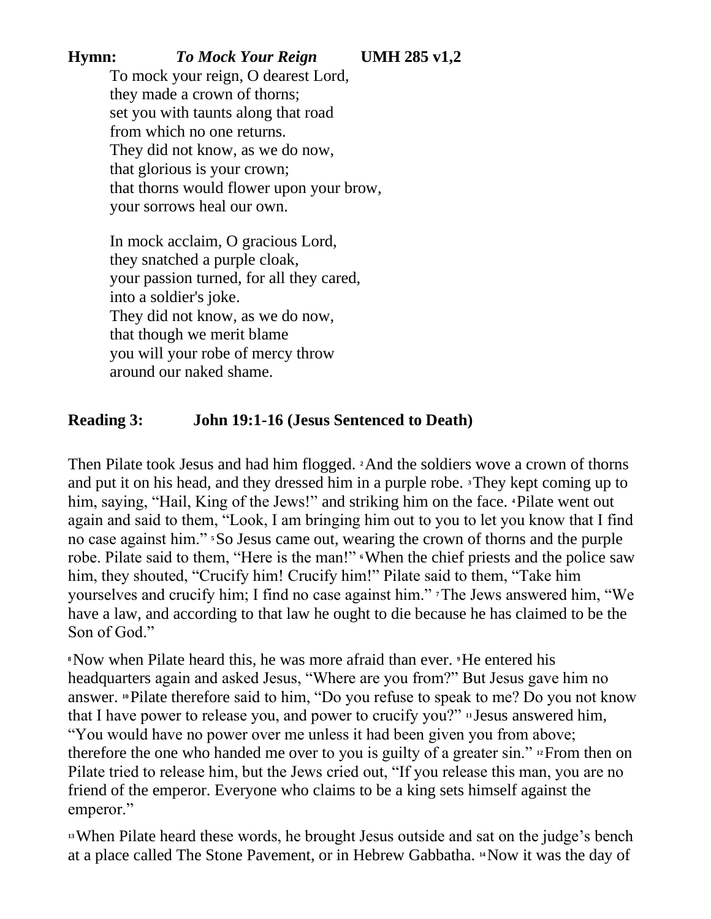**Hymn:** ***To Mock Your Reign*** **UMH 285 v1,2**

To mock your reign, O dearest Lord,  
they made a crown of thorns;  
set you with taunts along that road  
from which no one returns.  
They did not know, as we do now,  
that glorious is your crown;  
that thorns would flower upon your brow,  
your sorrows heal our own.

In mock acclaim, O gracious Lord,  
they snatched a purple cloak,  
your passion turned, for all they cared,  
into a soldier's joke.  
They did not know, as we do now,  
that though we merit blame  
you will your robe of mercy throw  
around our naked shame.

**Reading 3: John 19:1-16 (Jesus Sentenced to Death)**

Then Pilate took Jesus and had him flogged. [2] And the soldiers wove a crown of thorns and put it on his head, and they dressed him in a purple robe. [3] They kept coming up to him, saying, "Hail, King of the Jews!" and striking him on the face. [4] Pilate went out again and said to them, "Look, I am bringing him out to you to let you know that I find no case against him." [5] So Jesus came out, wearing the crown of thorns and the purple robe. Pilate said to them, "Here is the man!" [6] When the chief priests and the police saw him, they shouted, "Crucify him! Crucify him!" Pilate said to them, "Take him yourselves and crucify him; I find no case against him." [7] The Jews answered him, "We have a law, and according to that law he ought to die because he has claimed to be the Son of God."

[8] Now when Pilate heard this, he was more afraid than ever. [9] He entered his headquarters again and asked Jesus, "Where are you from?" But Jesus gave him no answer. [10] Pilate therefore said to him, "Do you refuse to speak to me? Do you not know that I have power to release you, and power to crucify you?" [11] Jesus answered him, "You would have no power over me unless it had been given you from above; therefore the one who handed me over to you is guilty of a greater sin." [12] From then on Pilate tried to release him, but the Jews cried out, "If you release this man, you are no friend of the emperor. Everyone who claims to be a king sets himself against the emperor."

[13] When Pilate heard these words, he brought Jesus outside and sat on the judge's bench at a place called The Stone Pavement, or in Hebrew Gabbatha. [14] Now it was the day of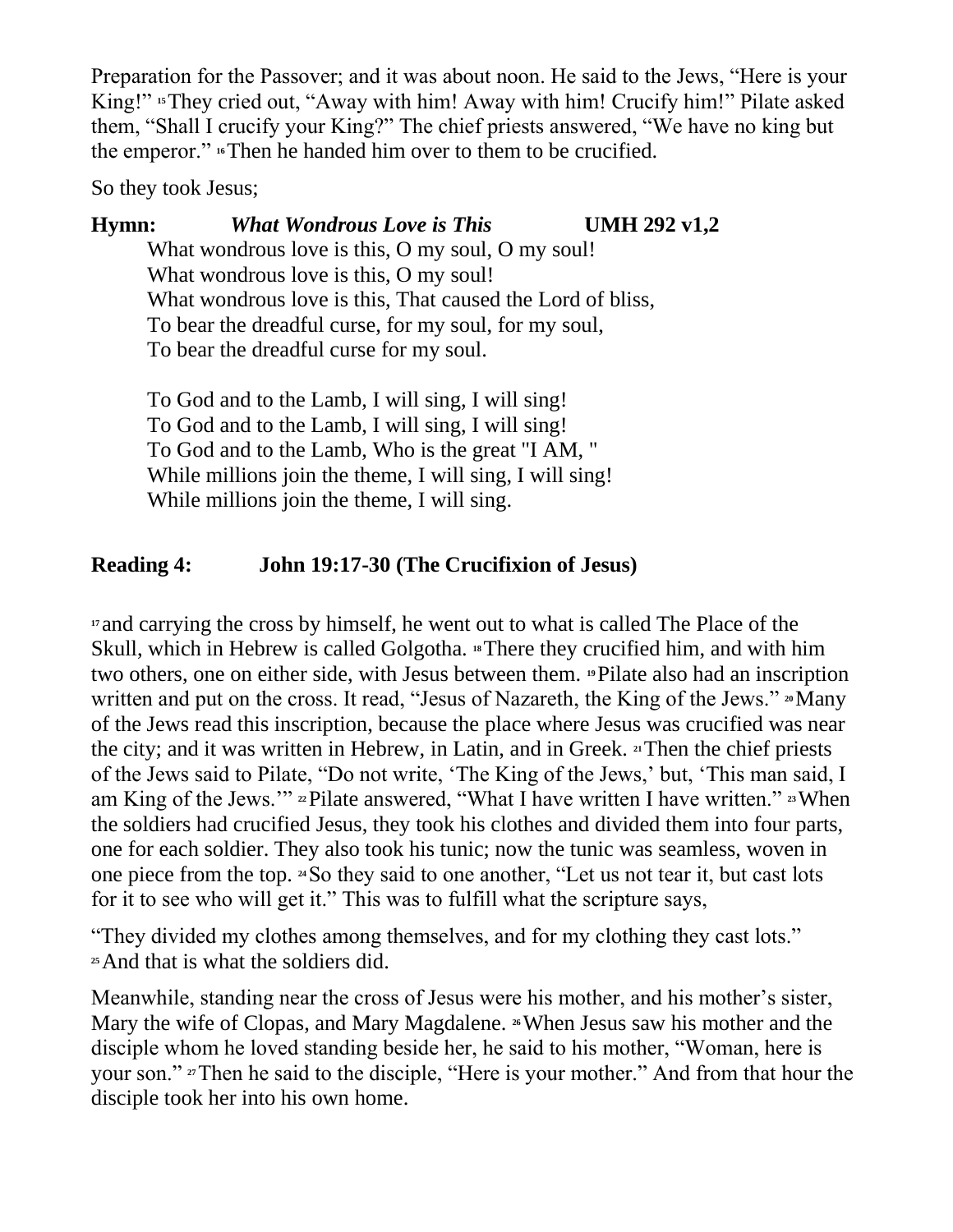Preparation for the Passover; and it was about noon. He said to the Jews, "Here is your King!" [15] They cried out, "Away with him! Away with him! Crucify him!" Pilate asked them, "Shall I crucify your King?" The chief priests answered, "We have no king but the emperor." [16] Then he handed him over to them to be crucified.

So they took Jesus;

**Hymn:** ***What Wondrous Love is This*** **UMH 292 v1,2**

What wondrous love is this, O my soul, O my soul!
What wondrous love is this, O my soul!
What wondrous love is this, That caused the Lord of bliss,
To bear the dreadful curse, for my soul, for my soul,
To bear the dreadful curse for my soul.

To God and to the Lamb, I will sing, I will sing!
To God and to the Lamb, I will sing, I will sing!
To God and to the Lamb, Who is the great "I AM, "
While millions join the theme, I will sing, I will sing!
While millions join the theme, I will sing.

**Reading 4: John 19:17-30 (The Crucifixion of Jesus)**

[17] and carrying the cross by himself, he went out to what is called The Place of the Skull, which in Hebrew is called Golgotha. [18] There they crucified him, and with him two others, one on either side, with Jesus between them. [19] Pilate also had an inscription written and put on the cross. It read, "Jesus of Nazareth, the King of the Jews." [20] Many of the Jews read this inscription, because the place where Jesus was crucified was near the city; and it was written in Hebrew, in Latin, and in Greek. [21] Then the chief priests of the Jews said to Pilate, "Do not write, 'The King of the Jews,' but, 'This man said, I am King of the Jews.'" [22] Pilate answered, "What I have written I have written." [23] When the soldiers had crucified Jesus, they took his clothes and divided them into four parts, one for each soldier. They also took his tunic; now the tunic was seamless, woven in one piece from the top. [24] So they said to one another, "Let us not tear it, but cast lots for it to see who will get it." This was to fulfill what the scripture says,

"They divided my clothes among themselves, and for my clothing they cast lots."
[25] And that is what the soldiers did.

Meanwhile, standing near the cross of Jesus were his mother, and his mother's sister, Mary the wife of Clopas, and Mary Magdalene. [26] When Jesus saw his mother and the disciple whom he loved standing beside her, he said to his mother, "Woman, here is your son." [27] Then he said to the disciple, "Here is your mother." And from that hour the disciple took her into his own home.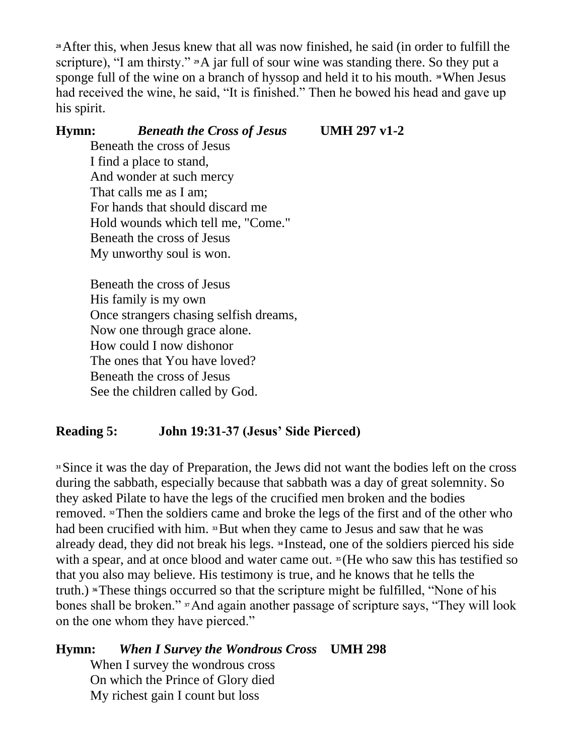[28] After this, when Jesus knew that all was now finished, he said (in order to fulfill the scripture), "I am thirsty." [29] A jar full of sour wine was standing there. So they put a sponge full of the wine on a branch of hyssop and held it to his mouth. [30] When Jesus had received the wine, he said, "It is finished." Then he bowed his head and gave up his spirit.

**Hymn:** ***Beneath the Cross of Jesus*** **UMH 297 v1-2**

Beneath the cross of Jesus  
I find a place to stand,  
And wonder at such mercy  
That calls me as I am;  
For hands that should discard me  
Hold wounds which tell me, "Come."  
Beneath the cross of Jesus  
My unworthy soul is won.

Beneath the cross of Jesus  
His family is my own  
Once strangers chasing selfish dreams,  
Now one through grace alone.  
How could I now dishonor  
The ones that You have loved?  
Beneath the cross of Jesus  
See the children called by God.

**Reading 5:** **John 19:31-37 (Jesus' Side Pierced)**

[31] Since it was the day of Preparation, the Jews did not want the bodies left on the cross during the sabbath, especially because that sabbath was a day of great solemnity. So they asked Pilate to have the legs of the crucified men broken and the bodies removed. [32] Then the soldiers came and broke the legs of the first and of the other who had been crucified with him. [33] But when they came to Jesus and saw that he was already dead, they did not break his legs. [34] Instead, one of the soldiers pierced his side with a spear, and at once blood and water came out. [35] (He who saw this has testified so that you also may believe. His testimony is true, and he knows that he tells the truth.) [36] These things occurred so that the scripture might be fulfilled, "None of his bones shall be broken." [37] And again another passage of scripture says, "They will look on the one whom they have pierced."

**Hymn:** ***When I Survey the Wondrous Cross*** **UMH 298**

When I survey the wondrous cross  
On which the Prince of Glory died  
My richest gain I count but loss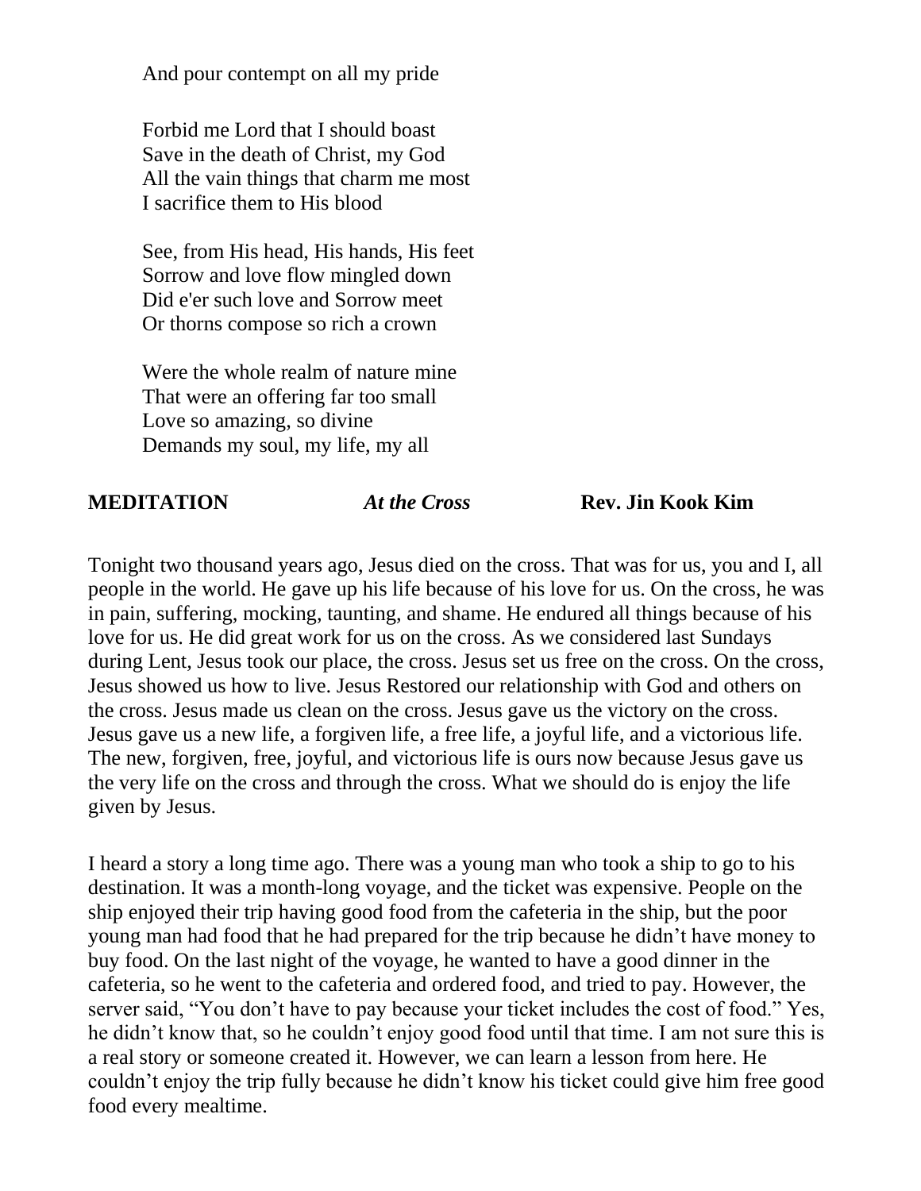And pour contempt on all my pride

Forbid me Lord that I should boast
Save in the death of Christ, my God
All the vain things that charm me most
I sacrifice them to His blood

See, from His head, His hands, His feet
Sorrow and love flow mingled down
Did e'er such love and Sorrow meet
Or thorns compose so rich a crown

Were the whole realm of nature mine
That were an offering far too small
Love so amazing, so divine
Demands my soul, my life, my all

**MEDITATION** ***At the Cross*** **Rev. Jin Kook Kim**

Tonight two thousand years ago, Jesus died on the cross. That was for us, you and I, all people in the world. He gave up his life because of his love for us. On the cross, he was in pain, suffering, mocking, taunting, and shame. He endured all things because of his love for us. He did great work for us on the cross. As we considered last Sundays during Lent, Jesus took our place, the cross. Jesus set us free on the cross. On the cross, Jesus showed us how to live. Jesus Restored our relationship with God and others on the cross. Jesus made us clean on the cross. Jesus gave us the victory on the cross. Jesus gave us a new life, a forgiven life, a free life, a joyful life, and a victorious life. The new, forgiven, free, joyful, and victorious life is ours now because Jesus gave us the very life on the cross and through the cross. What we should do is enjoy the life given by Jesus.

I heard a story a long time ago. There was a young man who took a ship to go to his destination. It was a month-long voyage, and the ticket was expensive. People on the ship enjoyed their trip having good food from the cafeteria in the ship, but the poor young man had food that he had prepared for the trip because he didn't have money to buy food. On the last night of the voyage, he wanted to have a good dinner in the cafeteria, so he went to the cafeteria and ordered food, and tried to pay. However, the server said, "You don't have to pay because your ticket includes the cost of food." Yes, he didn't know that, so he couldn't enjoy good food until that time. I am not sure this is a real story or someone created it. However, we can learn a lesson from here. He couldn't enjoy the trip fully because he didn't know his ticket could give him free good food every mealtime.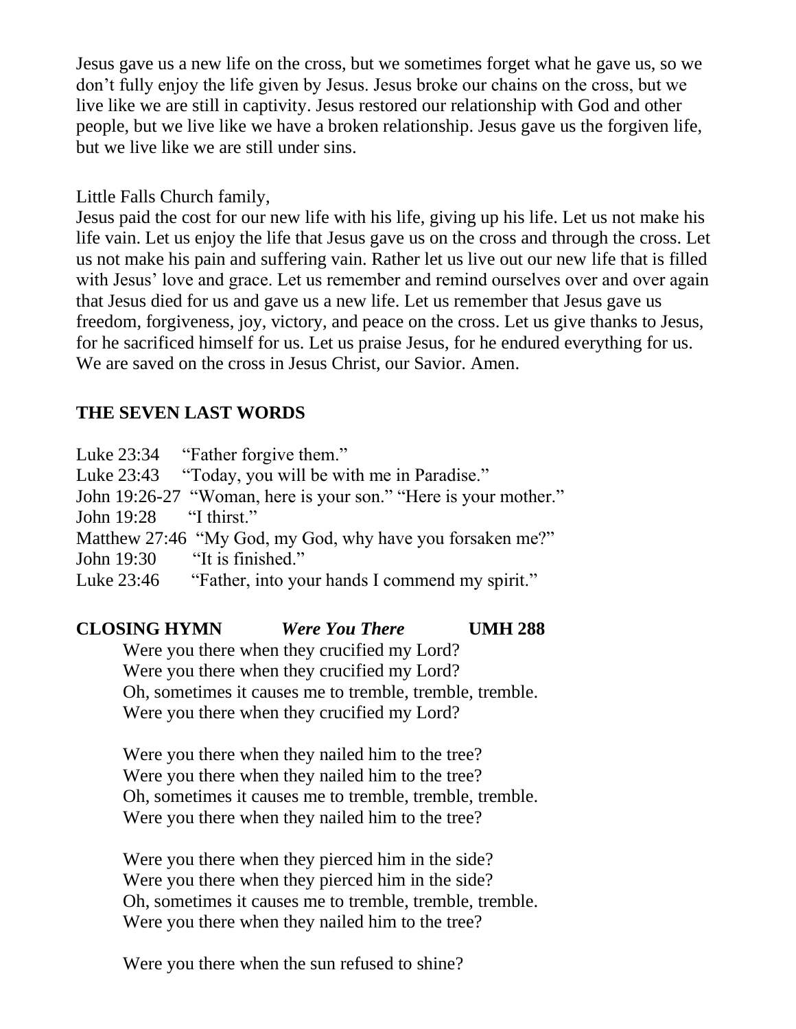Jesus gave us a new life on the cross, but we sometimes forget what he gave us, so we don't fully enjoy the life given by Jesus. Jesus broke our chains on the cross, but we live like we are still in captivity. Jesus restored our relationship with God and other people, but we live like we have a broken relationship. Jesus gave us the forgiven life, but we live like we are still under sins.

Little Falls Church family,
Jesus paid the cost for our new life with his life, giving up his life. Let us not make his life vain. Let us enjoy the life that Jesus gave us on the cross and through the cross. Let us not make his pain and suffering vain. Rather let us live out our new life that is filled with Jesus' love and grace. Let us remember and remind ourselves over and over again that Jesus died for us and gave us a new life. Let us remember that Jesus gave us freedom, forgiveness, joy, victory, and peace on the cross. Let us give thanks to Jesus, for he sacrificed himself for us. Let us praise Jesus, for he endured everything for us. We are saved on the cross in Jesus Christ, our Savior. Amen.

**THE SEVEN LAST WORDS**

Luke 23:34 "Father forgive them."
Luke 23:43 "Today, you will be with me in Paradise."
John 19:26-27 "Woman, here is your son." "Here is your mother."
John 19:28 "I thirst."
Matthew 27:46 "My God, my God, why have you forsaken me?"
John 19:30 "It is finished."
Luke 23:46 "Father, into your hands I commend my spirit."

**CLOSING HYMN** ***Were You There*** **UMH 288**

Were you there when they crucified my Lord?
Were you there when they crucified my Lord?
Oh, sometimes it causes me to tremble, tremble, tremble.
Were you there when they crucified my Lord?

Were you there when they nailed him to the tree?
Were you there when they nailed him to the tree?
Oh, sometimes it causes me to tremble, tremble, tremble.
Were you there when they nailed him to the tree?

Were you there when they pierced him in the side?
Were you there when they pierced him in the side?
Oh, sometimes it causes me to tremble, tremble, tremble.
Were you there when they nailed him to the tree?

Were you there when the sun refused to shine?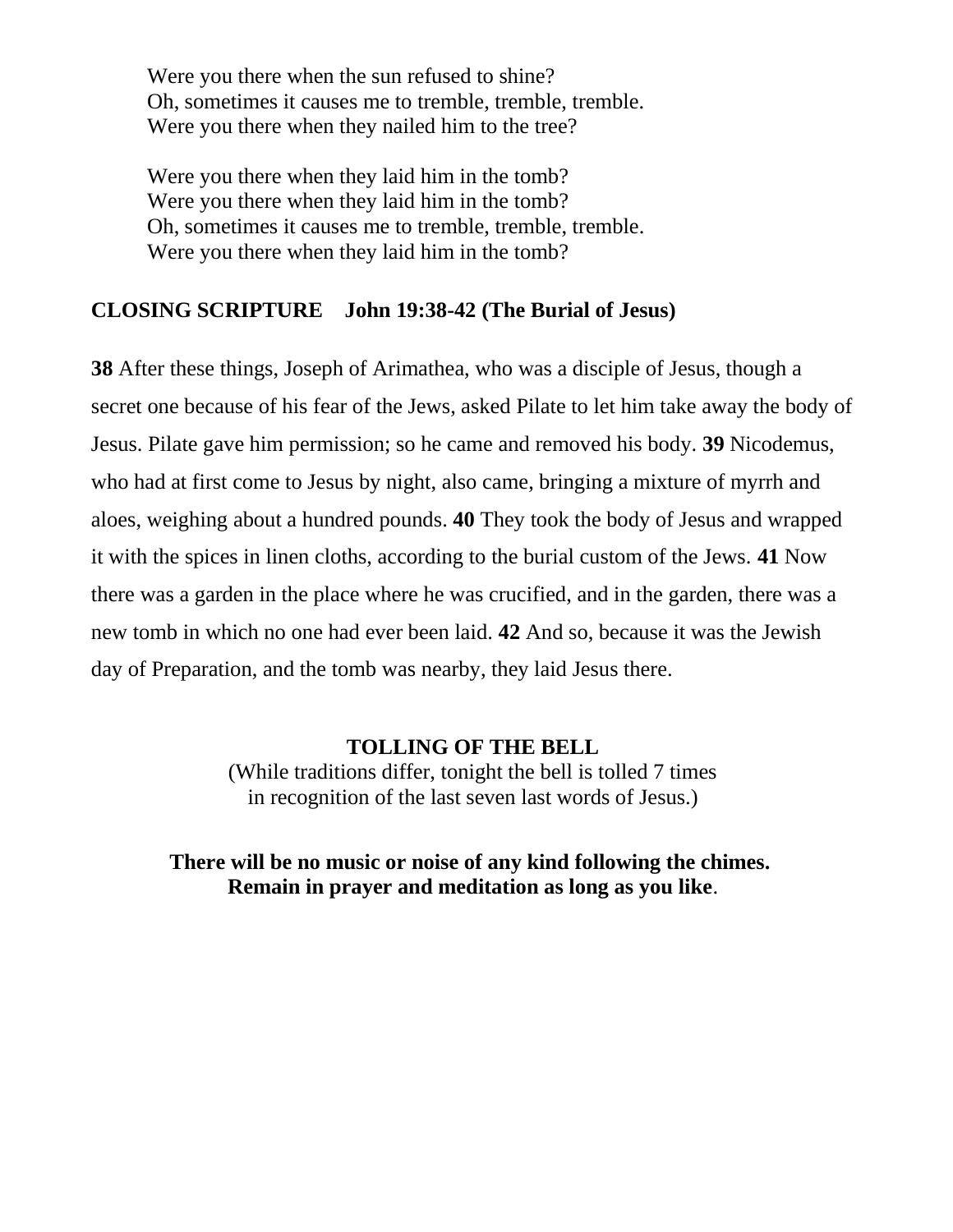Were you there when the sun refused to shine?
Oh, sometimes it causes me to tremble, tremble, tremble.
Were you there when they nailed him to the tree?

Were you there when they laid him in the tomb?
Were you there when they laid him in the tomb?
Oh, sometimes it causes me to tremble, tremble, tremble.
Were you there when they laid him in the tomb?

## CLOSING SCRIPTURE    John 19:38-42 (The Burial of Jesus)

**38** After these things, Joseph of Arimathea, who was a disciple of Jesus, though a secret one because of his fear of the Jews, asked Pilate to let him take away the body of Jesus. Pilate gave him permission; so he came and removed his body. **39** Nicodemus, who had at first come to Jesus by night, also came, bringing a mixture of myrrh and aloes, weighing about a hundred pounds. **40** They took the body of Jesus and wrapped it with the spices in linen cloths, according to the burial custom of the Jews. **41** Now there was a garden in the place where he was crucified, and in the garden, there was a new tomb in which no one had ever been laid. **42** And so, because it was the Jewish day of Preparation, and the tomb was nearby, they laid Jesus there.

## TOLLING OF THE BELL

(While traditions differ, tonight the bell is tolled 7 times in recognition of the last seven last words of Jesus.)

**There will be no music or noise of any kind following the chimes. Remain in prayer and meditation as long as you like**.